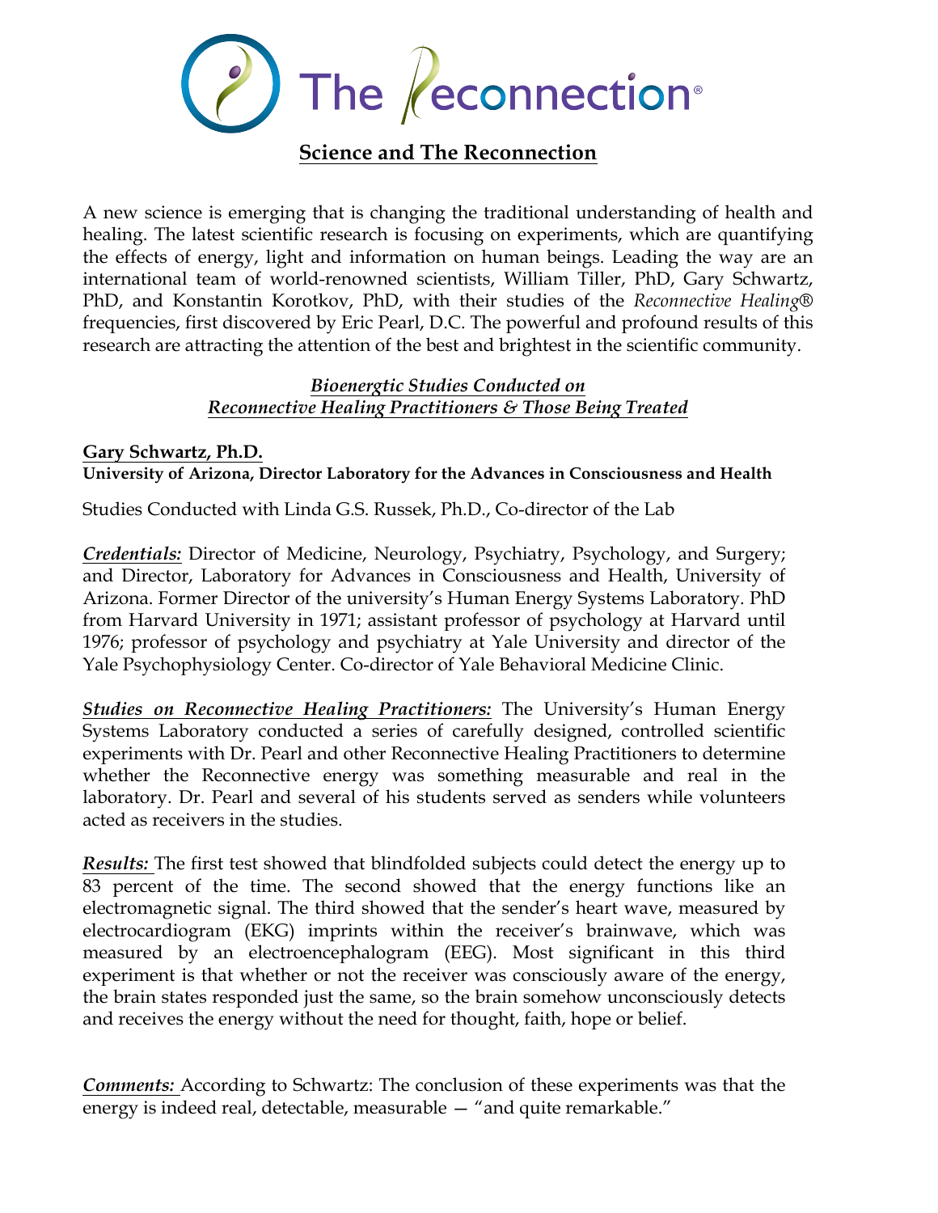# The Reconnection®

## Science and The Reconnection

A new science is emerging that is changing the traditional understanding of health and healing. The latest scientific research is focusing on experiments, which are quantifying the effects of energy, light and information on human beings. Leading the way are an international team of world-renowned scientists, William Tiller, PhD, Gary Schwartz, PhD, and Konstantin Korotkov, PhD, with their studies of the *Reconnective Healing*® frequencies, first discovered by Eric Pearl, D.C. The powerful and profound results of this research are attracting the attention of the best and brightest in the scientific community.

### *Bioenergtic Studies Conducted on Reconnective Healing Practitioners & Those Being Treated*

**Gary Schwartz, Ph.D.**
**University of Arizona, Director Laboratory for the Advances in Consciousness and Health**

Studies Conducted with Linda G.S. Russek, Ph.D., Co-director of the Lab

***Credentials:*** Director of Medicine, Neurology, Psychiatry, Psychology, and Surgery; and Director, Laboratory for Advances in Consciousness and Health, University of Arizona. Former Director of the university's Human Energy Systems Laboratory. PhD from Harvard University in 1971; assistant professor of psychology at Harvard until 1976; professor of psychology and psychiatry at Yale University and director of the Yale Psychophysiology Center. Co-director of Yale Behavioral Medicine Clinic.

***Studies on Reconnective Healing Practitioners:*** The University's Human Energy Systems Laboratory conducted a series of carefully designed, controlled scientific experiments with Dr. Pearl and other Reconnective Healing Practitioners to determine whether the Reconnective energy was something measurable and real in the laboratory. Dr. Pearl and several of his students served as senders while volunteers acted as receivers in the studies.

***Results:*** The first test showed that blindfolded subjects could detect the energy up to 83 percent of the time. The second showed that the energy functions like an electromagnetic signal. The third showed that the sender's heart wave, measured by electrocardiogram (EKG) imprints within the receiver's brainwave, which was measured by an electroencephalogram (EEG). Most significant in this third experiment is that whether or not the receiver was consciously aware of the energy, the brain states responded just the same, so the brain somehow unconsciously detects and receives the energy without the need for thought, faith, hope or belief.

***Comments:*** According to Schwartz: The conclusion of these experiments was that the energy is indeed real, detectable, measurable — "and quite remarkable."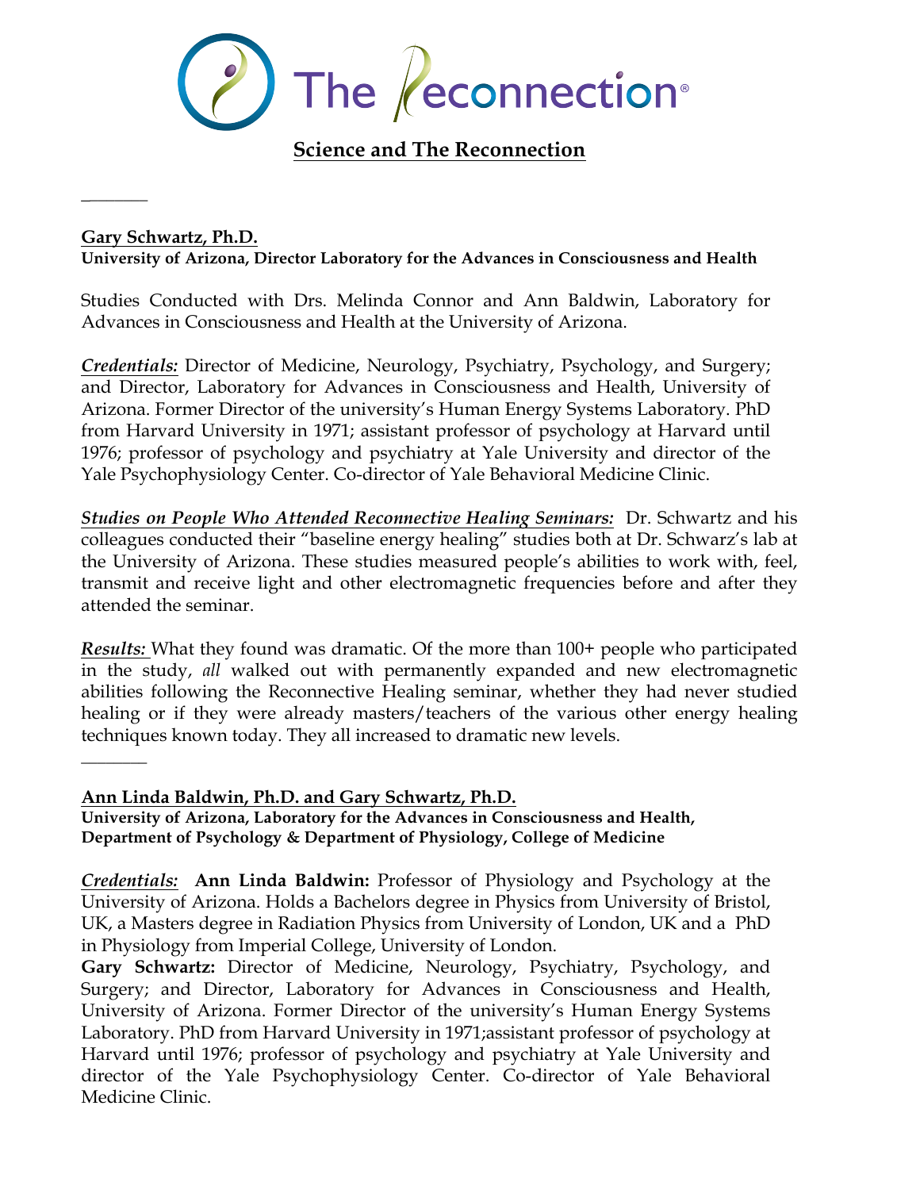# The Reconnection®

## Science and The Reconnection

---

**Gary Schwartz, Ph.D.**
**University of Arizona, Director Laboratory for the Advances in Consciousness and Health**

Studies Conducted with Drs. Melinda Connor and Ann Baldwin, Laboratory for Advances in Consciousness and Health at the University of Arizona.

***Credentials:*** Director of Medicine, Neurology, Psychiatry, Psychology, and Surgery; and Director, Laboratory for Advances in Consciousness and Health, University of Arizona. Former Director of the university's Human Energy Systems Laboratory. PhD from Harvard University in 1971; assistant professor of psychology at Harvard until 1976; professor of psychology and psychiatry at Yale University and director of the Yale Psychophysiology Center. Co-director of Yale Behavioral Medicine Clinic.

***Studies on People Who Attended Reconnective Healing Seminars:*** Dr. Schwartz and his colleagues conducted their "baseline energy healing" studies both at Dr. Schwarz's lab at the University of Arizona. These studies measured people's abilities to work with, feel, transmit and receive light and other electromagnetic frequencies before and after they attended the seminar.

***Results:*** What they found was dramatic. Of the more than 100+ people who participated in the study, *all* walked out with permanently expanded and new electromagnetic abilities following the Reconnective Healing seminar, whether they had never studied healing or if they were already masters/teachers of the various other energy healing techniques known today. They all increased to dramatic new levels.

---

**Ann Linda Baldwin, Ph.D. and Gary Schwartz, Ph.D.**
**University of Arizona, Laboratory for the Advances in Consciousness and Health, Department of Psychology & Department of Physiology, College of Medicine**

***Credentials:*** **Ann Linda Baldwin:** Professor of Physiology and Psychology at the University of Arizona. Holds a Bachelors degree in Physics from University of Bristol, UK, a Masters degree in Radiation Physics from University of London, UK and a PhD in Physiology from Imperial College, University of London.

**Gary Schwartz:** Director of Medicine, Neurology, Psychiatry, Psychology, and Surgery; and Director, Laboratory for Advances in Consciousness and Health, University of Arizona. Former Director of the university's Human Energy Systems Laboratory. PhD from Harvard University in 1971;assistant professor of psychology at Harvard until 1976; professor of psychology and psychiatry at Yale University and director of the Yale Psychophysiology Center. Co-director of Yale Behavioral Medicine Clinic.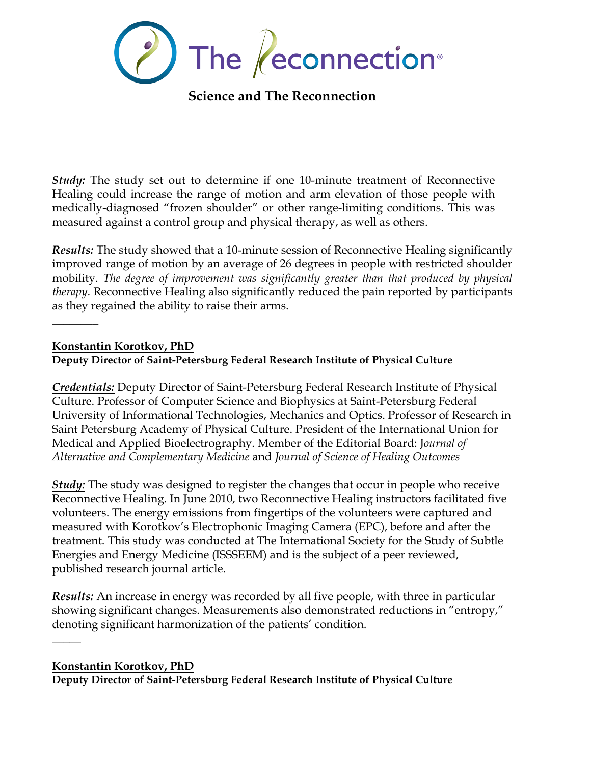# The Reconnection®

## Science and The Reconnection

***Study:*** The study set out to determine if one 10-minute treatment of Reconnective Healing could increase the range of motion and arm elevation of those people with medically-diagnosed "frozen shoulder" or other range-limiting conditions. This was measured against a control group and physical therapy, as well as others.

***Results:*** The study showed that a 10-minute session of Reconnective Healing significantly improved range of motion by an average of 26 degrees in people with restricted shoulder mobility. *The degree of improvement was significantly greater than that produced by physical therapy*. Reconnective Healing also significantly reduced the pain reported by participants as they regained the ability to raise their arms.

________

**Konstantin Korotkov, PhD**
**Deputy Director of Saint-Petersburg Federal Research Institute of Physical Culture**

***Credentials:*** Deputy Director of Saint-Petersburg Federal Research Institute of Physical Culture. Professor of Computer Science and Biophysics at Saint-Petersburg Federal University of Informational Technologies, Mechanics and Optics. Professor of Research in Saint Petersburg Academy of Physical Culture. President of the International Union for Medical and Applied Bioelectrography. Member of the Editorial Board: *Journal of Alternative and Complementary Medicine* and *Journal of Science of Healing Outcomes*

***Study:*** The study was designed to register the changes that occur in people who receive Reconnective Healing. In June 2010, two Reconnective Healing instructors facilitated five volunteers. The energy emissions from fingertips of the volunteers were captured and measured with Korotkov's Electrophonic Imaging Camera (EPC), before and after the treatment. This study was conducted at The International Society for the Study of Subtle Energies and Energy Medicine (ISSSEEM) and is the subject of a peer reviewed, published research journal article.

***Results:*** An increase in energy was recorded by all five people, with three in particular showing significant changes. Measurements also demonstrated reductions in "entropy," denoting significant harmonization of the patients' condition.

_____

**Konstantin Korotkov, PhD**
**Deputy Director of Saint-Petersburg Federal Research Institute of Physical Culture**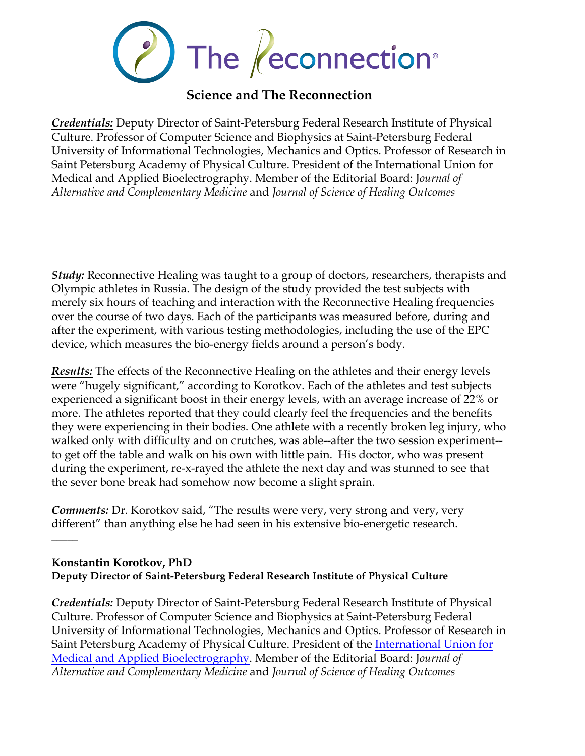The Reconnection®

## Science and The Reconnection

***Credentials:*** Deputy Director of Saint-Petersburg Federal Research Institute of Physical Culture. Professor of Computer Science and Biophysics at Saint-Petersburg Federal University of Informational Technologies, Mechanics and Optics. Professor of Research in Saint Petersburg Academy of Physical Culture. President of the International Union for Medical and Applied Bioelectrography. Member of the Editorial Board: *Journal of Alternative and Complementary Medicine* and *Journal of Science of Healing Outcomes*

***Study:*** Reconnective Healing was taught to a group of doctors, researchers, therapists and Olympic athletes in Russia. The design of the study provided the test subjects with merely six hours of teaching and interaction with the Reconnective Healing frequencies over the course of two days. Each of the participants was measured before, during and after the experiment, with various testing methodologies, including the use of the EPC device, which measures the bio-energy fields around a person's body.

***Results:*** The effects of the Reconnective Healing on the athletes and their energy levels were "hugely significant," according to Korotkov. Each of the athletes and test subjects experienced a significant boost in their energy levels, with an average increase of 22% or more. The athletes reported that they could clearly feel the frequencies and the benefits they were experiencing in their bodies. One athlete with a recently broken leg injury, who walked only with difficulty and on crutches, was able--after the two session experiment--to get off the table and walk on his own with little pain. His doctor, who was present during the experiment, re-x-rayed the athlete the next day and was stunned to see that the sever bone break had somehow now become a slight sprain.

***Comments:*** Dr. Korotkov said, "The results were very, very strong and very, very different" than anything else he had seen in his extensive bio-energetic research.

\_\_\_\_\_

**Konstantin Korotkov, PhD**
**Deputy Director of Saint-Petersburg Federal Research Institute of Physical Culture**

***Credentials:*** Deputy Director of Saint-Petersburg Federal Research Institute of Physical Culture. Professor of Computer Science and Biophysics at Saint-Petersburg Federal University of Informational Technologies, Mechanics and Optics. Professor of Research in Saint Petersburg Academy of Physical Culture. President of the International Union for Medical and Applied Bioelectrography. Member of the Editorial Board: *Journal of Alternative and Complementary Medicine* and *Journal of Science of Healing Outcomes*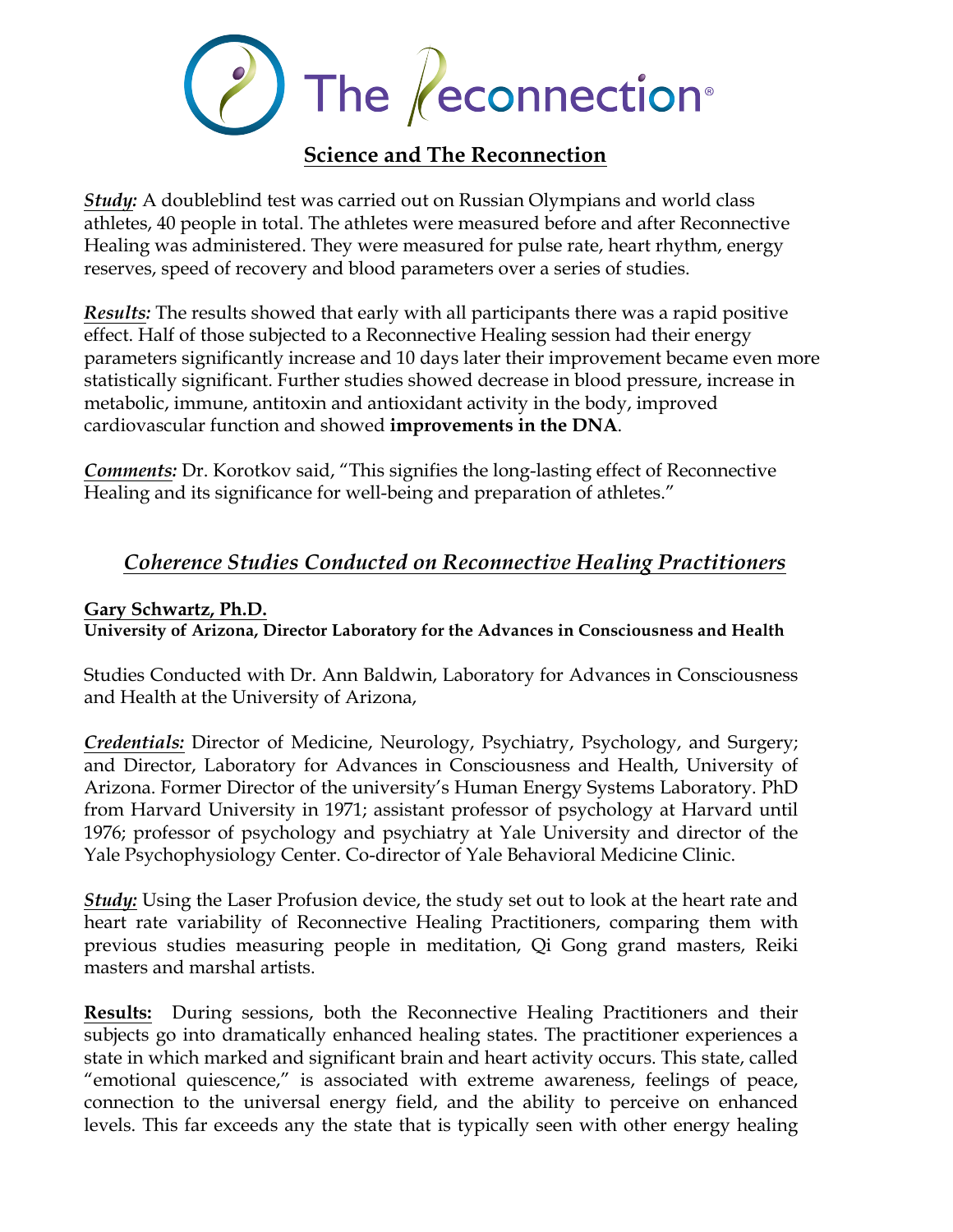# The Reconnection®

## Science and The Reconnection

***Study:*** A doubleblind test was carried out on Russian Olympians and world class athletes, 40 people in total. The athletes were measured before and after Reconnective Healing was administered. They were measured for pulse rate, heart rhythm, energy reserves, speed of recovery and blood parameters over a series of studies.

***Results:*** The results showed that early with all participants there was a rapid positive effect. Half of those subjected to a Reconnective Healing session had their energy parameters significantly increase and 10 days later their improvement became even more statistically significant. Further studies showed decrease in blood pressure, increase in metabolic, immune, antitoxin and antioxidant activity in the body, improved cardiovascular function and showed **improvements in the DNA**.

***Comments:*** Dr. Korotkov said, "This signifies the long-lasting effect of Reconnective Healing and its significance for well-being and preparation of athletes."

## *Coherence Studies Conducted on Reconnective Healing Practitioners*

**Gary Schwartz, Ph.D.**
**University of Arizona, Director Laboratory for the Advances in Consciousness and Health**

Studies Conducted with Dr. Ann Baldwin, Laboratory for Advances in Consciousness and Health at the University of Arizona,

***Credentials:*** Director of Medicine, Neurology, Psychiatry, Psychology, and Surgery; and Director, Laboratory for Advances in Consciousness and Health, University of Arizona. Former Director of the university's Human Energy Systems Laboratory. PhD from Harvard University in 1971; assistant professor of psychology at Harvard until 1976; professor of psychology and psychiatry at Yale University and director of the Yale Psychophysiology Center. Co-director of Yale Behavioral Medicine Clinic.

***Study:*** Using the Laser Profusion device, the study set out to look at the heart rate and heart rate variability of Reconnective Healing Practitioners, comparing them with previous studies measuring people in meditation, Qi Gong grand masters, Reiki masters and marshal artists.

**Results:** During sessions, both the Reconnective Healing Practitioners and their subjects go into dramatically enhanced healing states. The practitioner experiences a state in which marked and significant brain and heart activity occurs. This state, called "emotional quiescence," is associated with extreme awareness, feelings of peace, connection to the universal energy field, and the ability to perceive on enhanced levels. This far exceeds any the state that is typically seen with other energy healing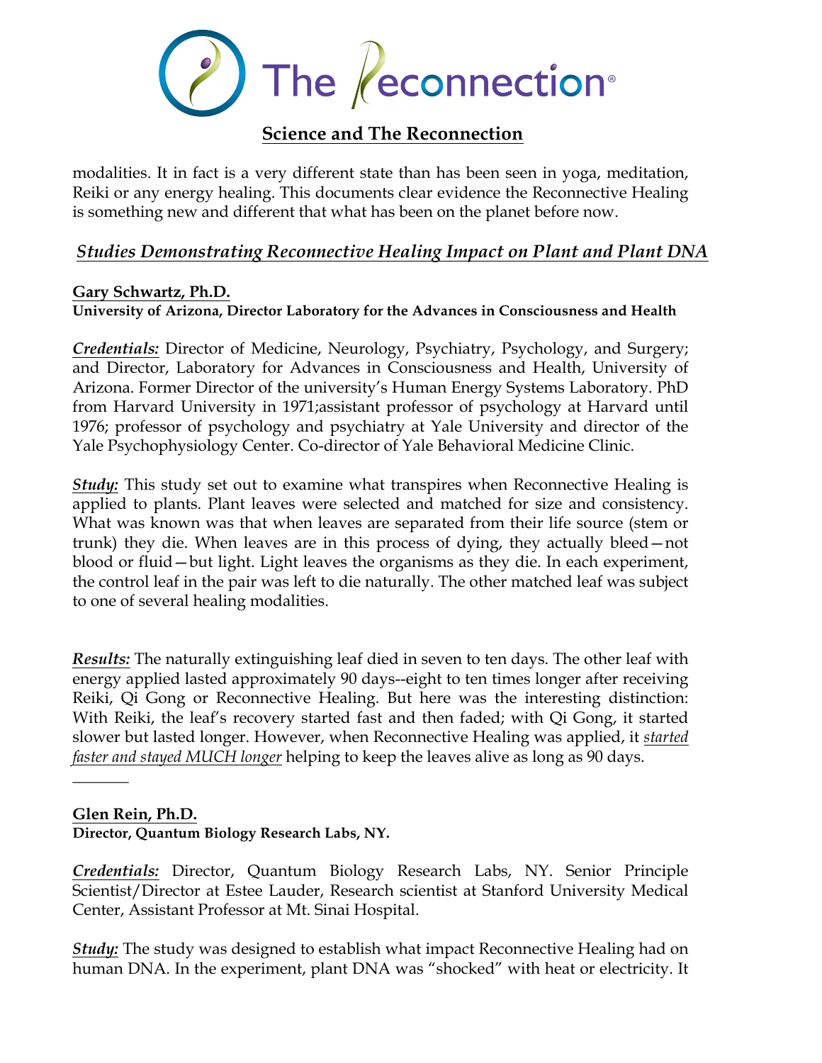modalities. It in fact is a very different state than has been seen in yoga, meditation, Reiki or any energy healing. This documents clear evidence the Reconnective Healing is something new and different that what has been on the planet before now.

## *Studies Demonstrating Reconnective Healing Impact on Plant and Plant DNA*

**Gary Schwartz, Ph.D.**
**University of Arizona, Director Laboratory for the Advances in Consciousness and Health**

***Credentials:*** Director of Medicine, Neurology, Psychiatry, Psychology, and Surgery; and Director, Laboratory for Advances in Consciousness and Health, University of Arizona. Former Director of the university's Human Energy Systems Laboratory. PhD from Harvard University in 1971;assistant professor of psychology at Harvard until 1976; professor of psychology and psychiatry at Yale University and director of the Yale Psychophysiology Center. Co-director of Yale Behavioral Medicine Clinic.

***Study:*** This study set out to examine what transpires when Reconnective Healing is applied to plants. Plant leaves were selected and matched for size and consistency. What was known was that when leaves are separated from their life source (stem or trunk) they die. When leaves are in this process of dying, they actually bleed—not blood or fluid—but light. Light leaves the organisms as they die. In each experiment, the control leaf in the pair was left to die naturally. The other matched leaf was subject to one of several healing modalities.

***Results:*** The naturally extinguishing leaf died in seven to ten days. The other leaf with energy applied lasted approximately 90 days--eight to ten times longer after receiving Reiki, Qi Gong or Reconnective Healing. But here was the interesting distinction: With Reiki, the leaf's recovery started fast and then faded; with Qi Gong, it started slower but lasted longer. However, when Reconnective Healing was applied, it *started faster and stayed MUCH longer* helping to keep the leaves alive as long as 90 days.

---

**Glen Rein, Ph.D.**
**Director, Quantum Biology Research Labs, NY.**

***Credentials:*** Director, Quantum Biology Research Labs, NY. Senior Principle Scientist/Director at Estee Lauder, Research scientist at Stanford University Medical Center, Assistant Professor at Mt. Sinai Hospital.

***Study:*** The study was designed to establish what impact Reconnective Healing had on human DNA. In the experiment, plant DNA was "shocked" with heat or electricity. It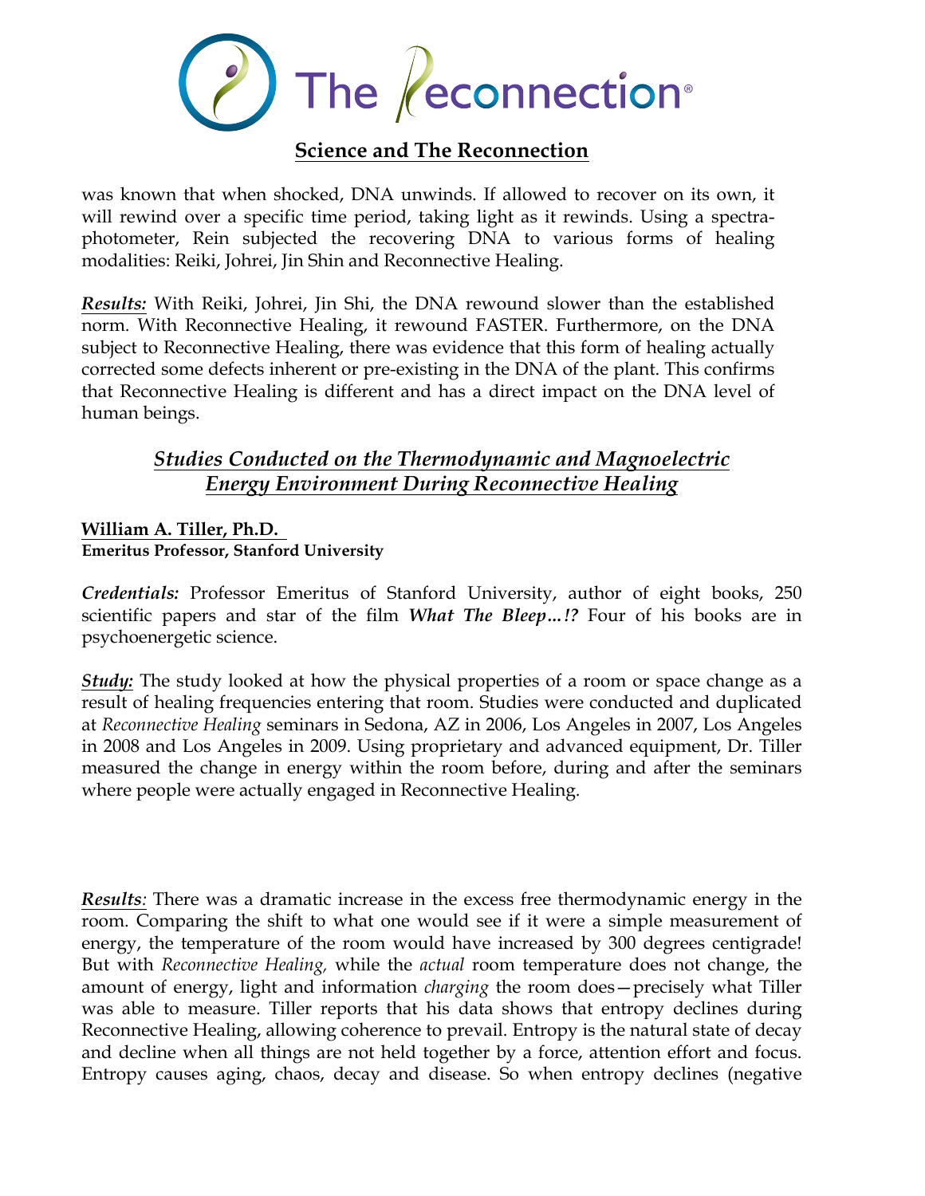was known that when shocked, DNA unwinds. If allowed to recover on its own, it will rewind over a specific time period, taking light as it rewinds. Using a spectra-photometer, Rein subjected the recovering DNA to various forms of healing modalities: Reiki, Johrei, Jin Shin and Reconnective Healing.

***Results:*** With Reiki, Johrei, Jin Shi, the DNA rewound slower than the established norm. With Reconnective Healing, it rewound FASTER. Furthermore, on the DNA subject to Reconnective Healing, there was evidence that this form of healing actually corrected some defects inherent or pre-existing in the DNA of the plant. This confirms that Reconnective Healing is different and has a direct impact on the DNA level of human beings.

## *Studies Conducted on the Thermodynamic and Magnoelectric Energy Environment During Reconnective Healing*

**William A. Tiller, Ph.D.**
**Emeritus Professor, Stanford University**

***Credentials:*** Professor Emeritus of Stanford University, author of eight books, 250 scientific papers and star of the film ***What The Bleep…!?*** Four of his books are in psychoenergetic science.

***Study:*** The study looked at how the physical properties of a room or space change as a result of healing frequencies entering that room. Studies were conducted and duplicated at *Reconnective Healing* seminars in Sedona, AZ in 2006, Los Angeles in 2007, Los Angeles in 2008 and Los Angeles in 2009. Using proprietary and advanced equipment, Dr. Tiller measured the change in energy within the room before, during and after the seminars where people were actually engaged in Reconnective Healing.

***Results:*** There was a dramatic increase in the excess free thermodynamic energy in the room. Comparing the shift to what one would see if it were a simple measurement of energy, the temperature of the room would have increased by 300 degrees centigrade! But with *Reconnective Healing,* while the *actual* room temperature does not change, the amount of energy, light and information *charging* the room does—precisely what Tiller was able to measure. Tiller reports that his data shows that entropy declines during Reconnective Healing, allowing coherence to prevail. Entropy is the natural state of decay and decline when all things are not held together by a force, attention effort and focus. Entropy causes aging, chaos, decay and disease. So when entropy declines (negative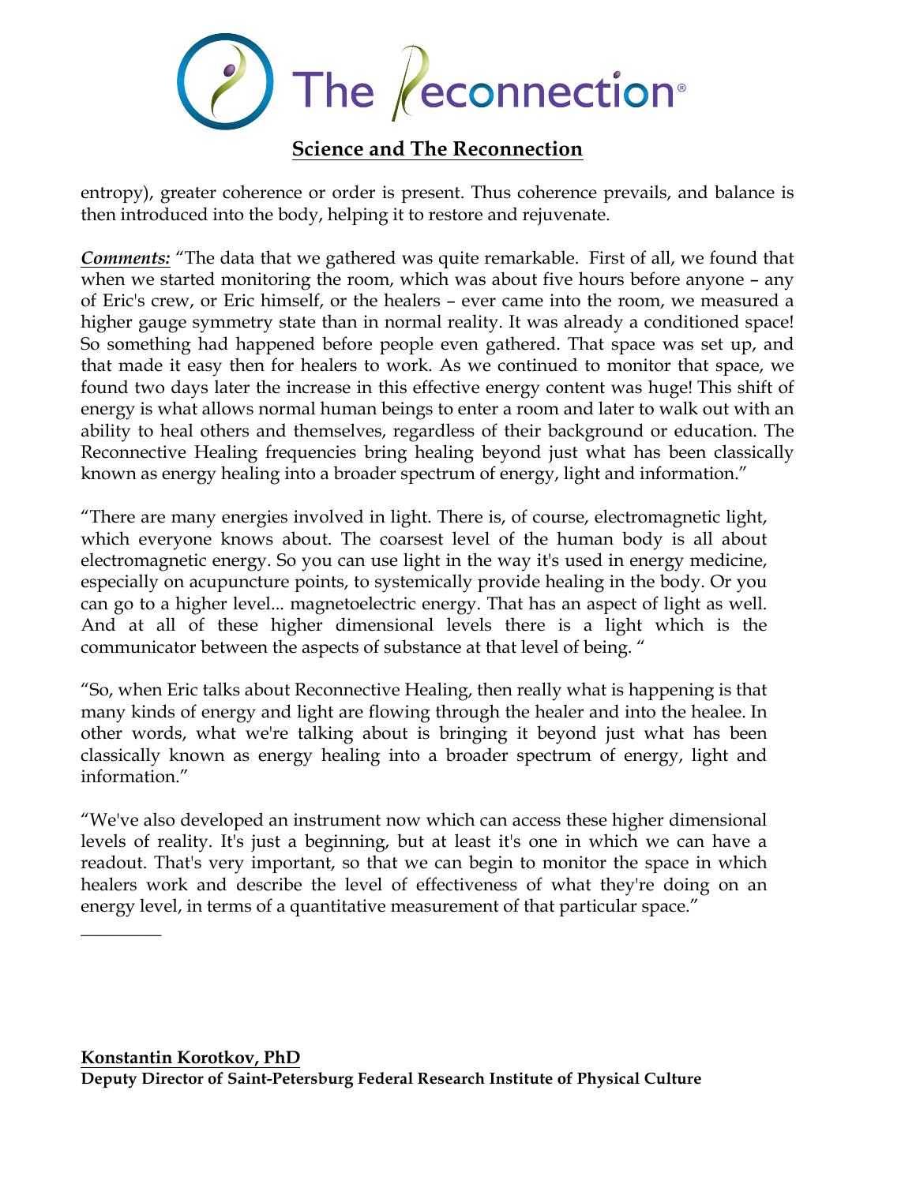entropy), greater coherence or order is present. Thus coherence prevails, and balance is then introduced into the body, helping it to restore and rejuvenate.

***Comments:*** "The data that we gathered was quite remarkable. First of all, we found that when we started monitoring the room, which was about five hours before anyone – any of Eric's crew, or Eric himself, or the healers – ever came into the room, we measured a higher gauge symmetry state than in normal reality. It was already a conditioned space! So something had happened before people even gathered. That space was set up, and that made it easy then for healers to work. As we continued to monitor that space, we found two days later the increase in this effective energy content was huge! This shift of energy is what allows normal human beings to enter a room and later to walk out with an ability to heal others and themselves, regardless of their background or education. The Reconnective Healing frequencies bring healing beyond just what has been classically known as energy healing into a broader spectrum of energy, light and information."

"There are many energies involved in light. There is, of course, electromagnetic light, which everyone knows about. The coarsest level of the human body is all about electromagnetic energy. So you can use light in the way it's used in energy medicine, especially on acupuncture points, to systemically provide healing in the body. Or you can go to a higher level... magnetoelectric energy. That has an aspect of light as well. And at all of these higher dimensional levels there is a light which is the communicator between the aspects of substance at that level of being. "

"So, when Eric talks about Reconnective Healing, then really what is happening is that many kinds of energy and light are flowing through the healer and into the healee. In other words, what we're talking about is bringing it beyond just what has been classically known as energy healing into a broader spectrum of energy, light and information."

"We've also developed an instrument now which can access these higher dimensional levels of reality. It's just a beginning, but at least it's one in which we can have a readout. That's very important, so that we can begin to monitor the space in which healers work and describe the level of effectiveness of what they're doing on an energy level, in terms of a quantitative measurement of that particular space."

---

**Konstantin Korotkov, PhD**
**Deputy Director of Saint-Petersburg Federal Research Institute of Physical Culture**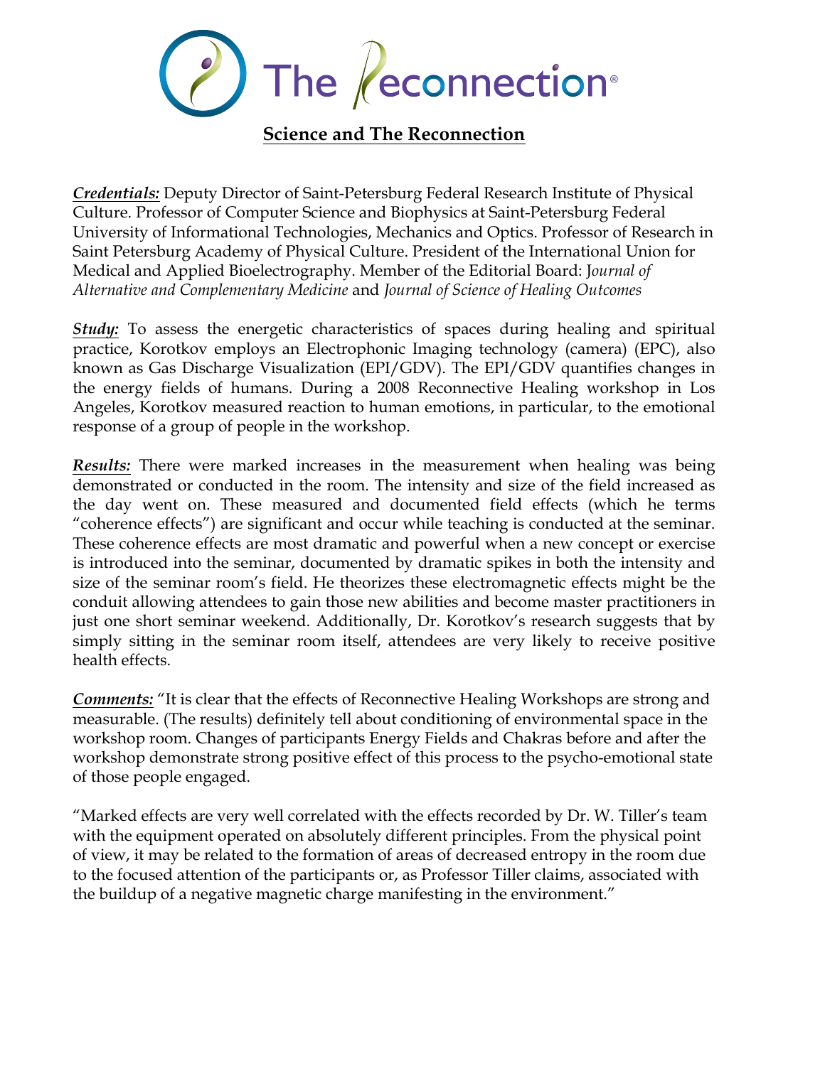# The Reconnection®

## Science and The Reconnection

***Credentials:*** Deputy Director of Saint-Petersburg Federal Research Institute of Physical Culture. Professor of Computer Science and Biophysics at Saint-Petersburg Federal University of Informational Technologies, Mechanics and Optics. Professor of Research in Saint Petersburg Academy of Physical Culture. President of the International Union for Medical and Applied Bioelectrography. Member of the Editorial Board: *Journal of Alternative and Complementary Medicine* and *Journal of Science of Healing Outcomes*

***Study:*** To assess the energetic characteristics of spaces during healing and spiritual practice, Korotkov employs an Electrophonic Imaging technology (camera) (EPC), also known as Gas Discharge Visualization (EPI/GDV). The EPI/GDV quantifies changes in the energy fields of humans. During a 2008 Reconnective Healing workshop in Los Angeles, Korotkov measured reaction to human emotions, in particular, to the emotional response of a group of people in the workshop.

***Results:*** There were marked increases in the measurement when healing was being demonstrated or conducted in the room. The intensity and size of the field increased as the day went on. These measured and documented field effects (which he terms "coherence effects") are significant and occur while teaching is conducted at the seminar. These coherence effects are most dramatic and powerful when a new concept or exercise is introduced into the seminar, documented by dramatic spikes in both the intensity and size of the seminar room's field. He theorizes these electromagnetic effects might be the conduit allowing attendees to gain those new abilities and become master practitioners in just one short seminar weekend. Additionally, Dr. Korotkov's research suggests that by simply sitting in the seminar room itself, attendees are very likely to receive positive health effects.

***Comments:*** "It is clear that the effects of Reconnective Healing Workshops are strong and measurable. (The results) definitely tell about conditioning of environmental space in the workshop room. Changes of participants Energy Fields and Chakras before and after the workshop demonstrate strong positive effect of this process to the psycho-emotional state of those people engaged.

"Marked effects are very well correlated with the effects recorded by Dr. W. Tiller's team with the equipment operated on absolutely different principles. From the physical point of view, it may be related to the formation of areas of decreased entropy in the room due to the focused attention of the participants or, as Professor Tiller claims, associated with the buildup of a negative magnetic charge manifesting in the environment."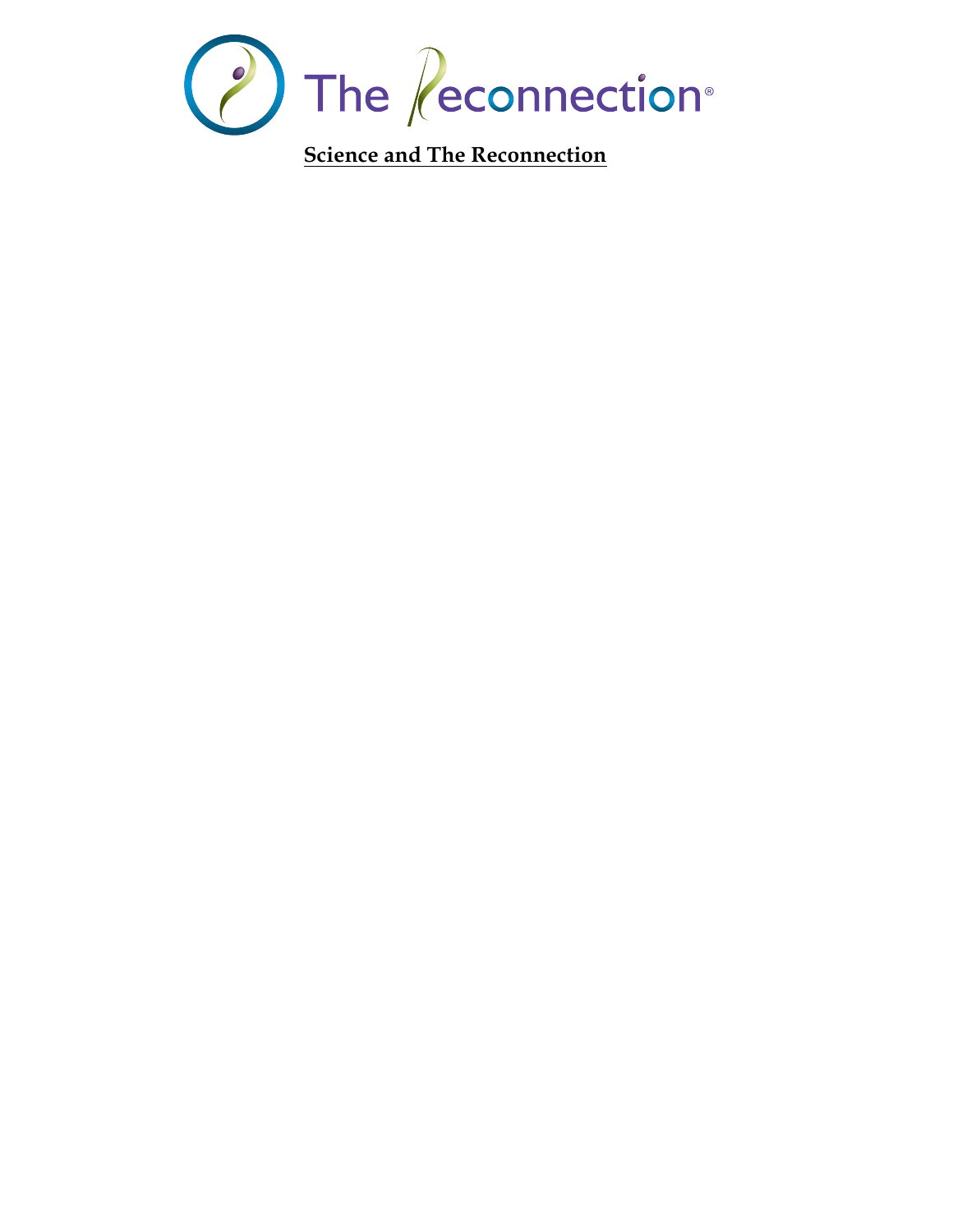The Reconnection®

**Science and The Reconnection**